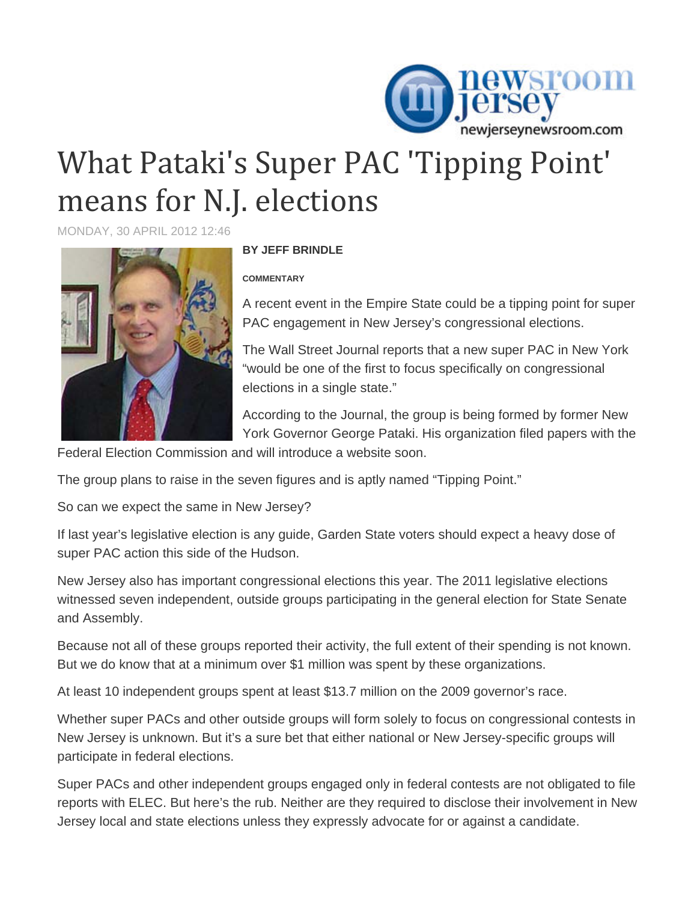# What Pataki's Super PAC 'Tipping Point' means for N.J. elections

MONDAY, 30 APRIL 2012 12:46

**BY JEFF BRINDLE**

**COMMENTARY**

A recent event in the Empire State could be a tipping point for super PAC engagement in New Jersey's congressional elections.

The Wall Street Journal reports that a new super PAC in New York "would be one of the first to focus specifically on congressional elections in a single state."

According to the Journal, the group is being formed by former New York Governor George Pataki. His organization filed papers with the Federal Election Commission and will introduce a website soon.

The group plans to raise in the seven figures and is aptly named "Tipping Point."

So can we expect the same in New Jersey?

If last year's legislative election is any guide, Garden State voters should expect a heavy dose of super PAC action this side of the Hudson.

New Jersey also has important congressional elections this year. The 2011 legislative elections witnessed seven independent, outside groups participating in the general election for State Senate and Assembly.

Because not all of these groups reported their activity, the full extent of their spending is not known. But we do know that at a minimum over $1 million was spent by these organizations.

At least 10 independent groups spent at least $13.7 million on the 2009 governor's race.

Whether super PACs and other outside groups will form solely to focus on congressional contests in New Jersey is unknown. But it's a sure bet that either national or New Jersey-specific groups will participate in federal elections.

Super PACs and other independent groups engaged only in federal contests are not obligated to file reports with ELEC. But here's the rub. Neither are they required to disclose their involvement in New Jersey local and state elections unless they expressly advocate for or against a candidate.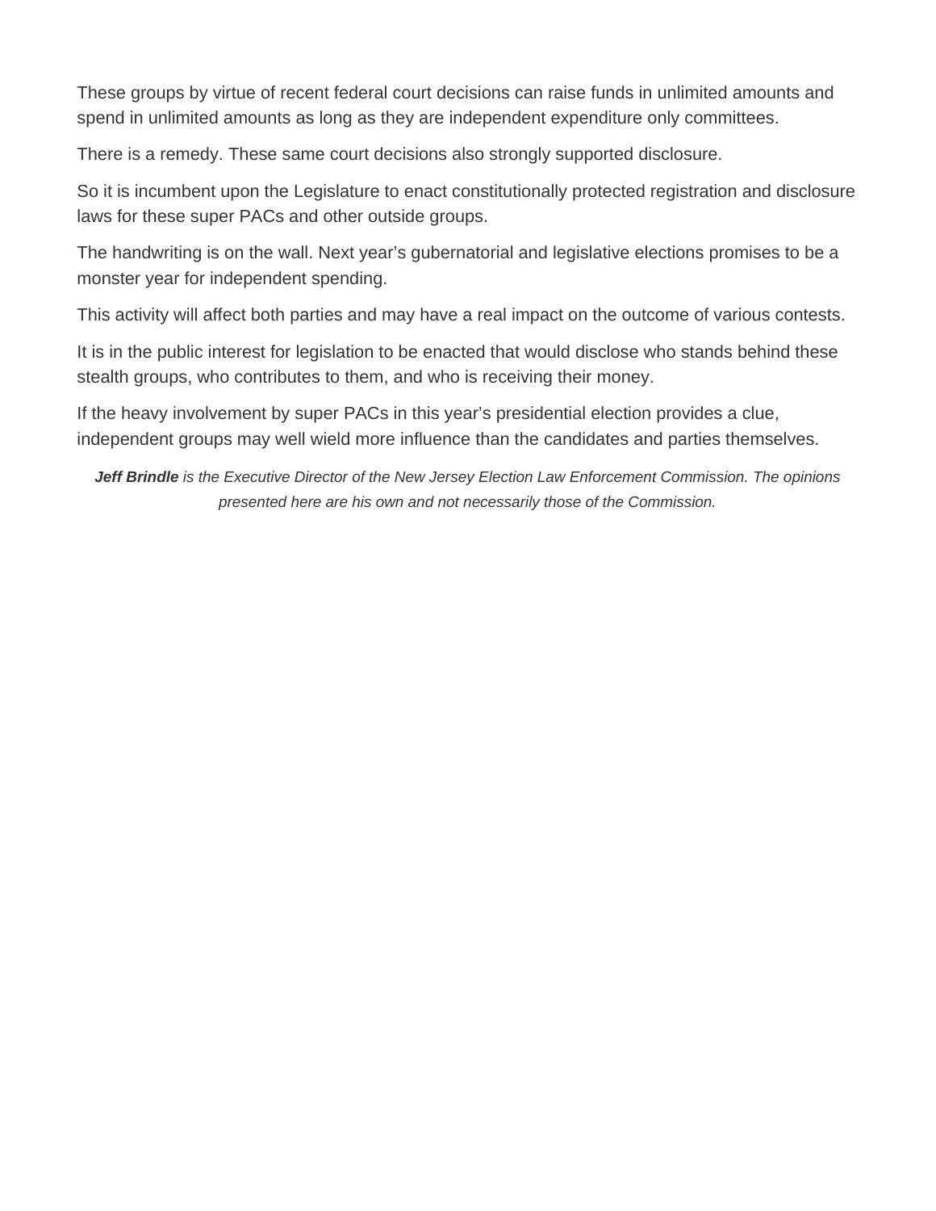These groups by virtue of recent federal court decisions can raise funds in unlimited amounts and spend in unlimited amounts as long as they are independent expenditure only committees.

There is a remedy. These same court decisions also strongly supported disclosure.

So it is incumbent upon the Legislature to enact constitutionally protected registration and disclosure laws for these super PACs and other outside groups.

The handwriting is on the wall. Next year's gubernatorial and legislative elections promises to be a monster year for independent spending.

This activity will affect both parties and may have a real impact on the outcome of various contests.

It is in the public interest for legislation to be enacted that would disclose who stands behind these stealth groups, who contributes to them, and who is receiving their money.

If the heavy involvement by super PACs in this year's presidential election provides a clue, independent groups may well wield more influence than the candidates and parties themselves.

***Jeff Brindle** is the Executive Director of the New Jersey Election Law Enforcement Commission. The opinions presented here are his own and not necessarily those of the Commission.*